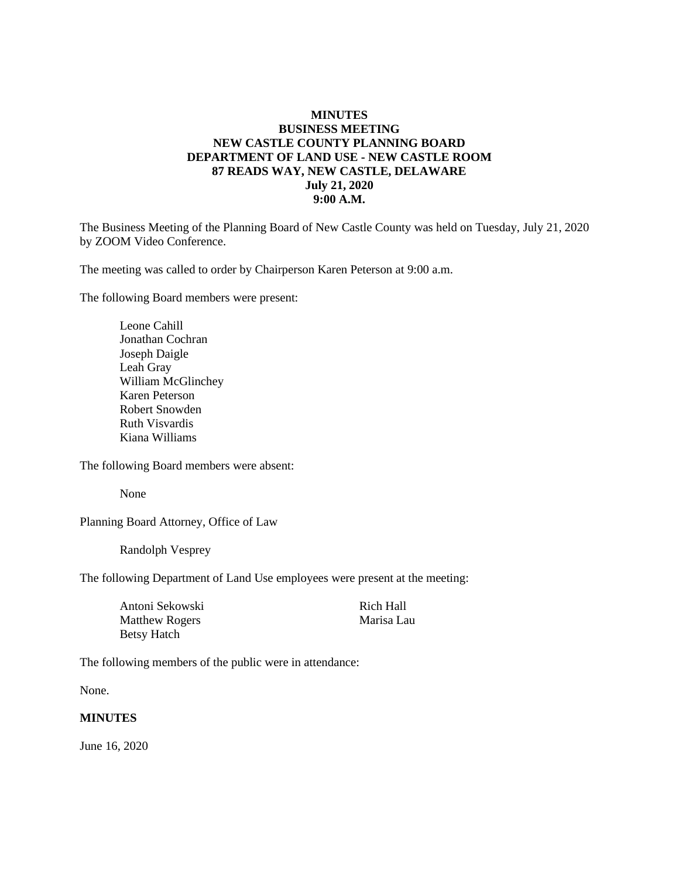**MINUTES**
**BUSINESS MEETING**
**NEW CASTLE COUNTY PLANNING BOARD**
**DEPARTMENT OF LAND USE - NEW CASTLE ROOM**
**87 READS WAY, NEW CASTLE, DELAWARE**
**July 21, 2020**
**9:00 A.M.**

The Business Meeting of the Planning Board of New Castle County was held on Tuesday, July 21, 2020 by ZOOM Video Conference.

The meeting was called to order by Chairperson Karen Peterson at 9:00 a.m.

The following Board members were present:

Leone Cahill
Jonathan Cochran
Joseph Daigle
Leah Gray
William McGlinchey
Karen Peterson
Robert Snowden
Ruth Visvardis
Kiana Williams

The following Board members were absent:

None

Planning Board Attorney, Office of Law

Randolph Vesprey

The following Department of Land Use employees were present at the meeting:

Antoni Sekowski
Matthew Rogers
Betsy Hatch
Rich Hall
Marisa Lau

The following members of the public were in attendance:

None.

**MINUTES**

June 16, 2020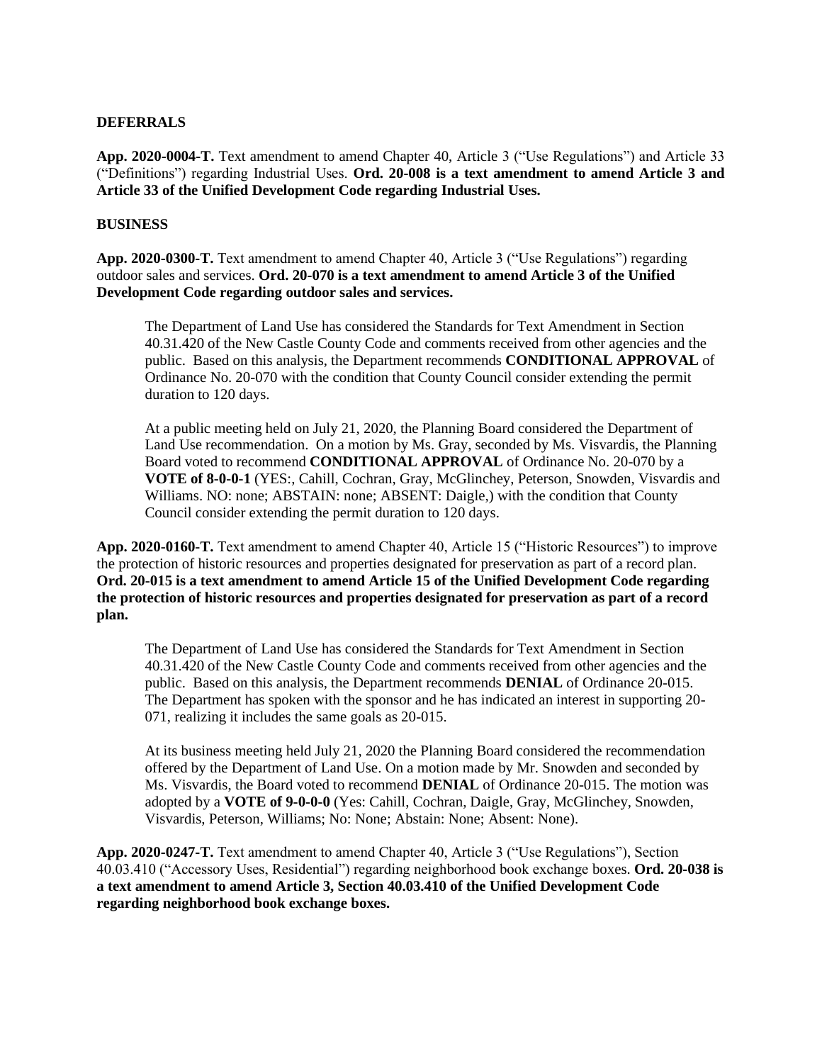**DEFERRALS**

**App. 2020-0004-T.** Text amendment to amend Chapter 40, Article 3 ("Use Regulations") and Article 33 ("Definitions") regarding Industrial Uses. **Ord. 20-008 is a text amendment to amend Article 3 and Article 33 of the Unified Development Code regarding Industrial Uses.**

**BUSINESS**

**App. 2020-0300-T.** Text amendment to amend Chapter 40, Article 3 ("Use Regulations") regarding outdoor sales and services. **Ord. 20-070 is a text amendment to amend Article 3 of the Unified Development Code regarding outdoor sales and services.**

> The Department of Land Use has considered the Standards for Text Amendment in Section 40.31.420 of the New Castle County Code and comments received from other agencies and the public. Based on this analysis, the Department recommends **CONDITIONAL APPROVAL** of Ordinance No. 20-070 with the condition that County Council consider extending the permit duration to 120 days.
>
> At a public meeting held on July 21, 2020, the Planning Board considered the Department of Land Use recommendation. On a motion by Ms. Gray, seconded by Ms. Visvardis, the Planning Board voted to recommend **CONDITIONAL APPROVAL** of Ordinance No. 20-070 by a **VOTE of 8-0-0-1** (YES:, Cahill, Cochran, Gray, McGlinchey, Peterson, Snowden, Visvardis and Williams. NO: none; ABSTAIN: none; ABSENT: Daigle,) with the condition that County Council consider extending the permit duration to 120 days.

**App. 2020-0160-T.** Text amendment to amend Chapter 40, Article 15 ("Historic Resources") to improve the protection of historic resources and properties designated for preservation as part of a record plan. **Ord. 20-015 is a text amendment to amend Article 15 of the Unified Development Code regarding the protection of historic resources and properties designated for preservation as part of a record plan.**

> The Department of Land Use has considered the Standards for Text Amendment in Section 40.31.420 of the New Castle County Code and comments received from other agencies and the public. Based on this analysis, the Department recommends **DENIAL** of Ordinance 20-015. The Department has spoken with the sponsor and he has indicated an interest in supporting 20-071, realizing it includes the same goals as 20-015.
>
> At its business meeting held July 21, 2020 the Planning Board considered the recommendation offered by the Department of Land Use. On a motion made by Mr. Snowden and seconded by Ms. Visvardis, the Board voted to recommend **DENIAL** of Ordinance 20-015. The motion was adopted by a **VOTE of 9-0-0-0** (Yes: Cahill, Cochran, Daigle, Gray, McGlinchey, Snowden, Visvardis, Peterson, Williams; No: None; Abstain: None; Absent: None).

**App. 2020-0247-T.** Text amendment to amend Chapter 40, Article 3 ("Use Regulations"), Section 40.03.410 ("Accessory Uses, Residential") regarding neighborhood book exchange boxes. **Ord. 20-038 is a text amendment to amend Article 3, Section 40.03.410 of the Unified Development Code regarding neighborhood book exchange boxes.**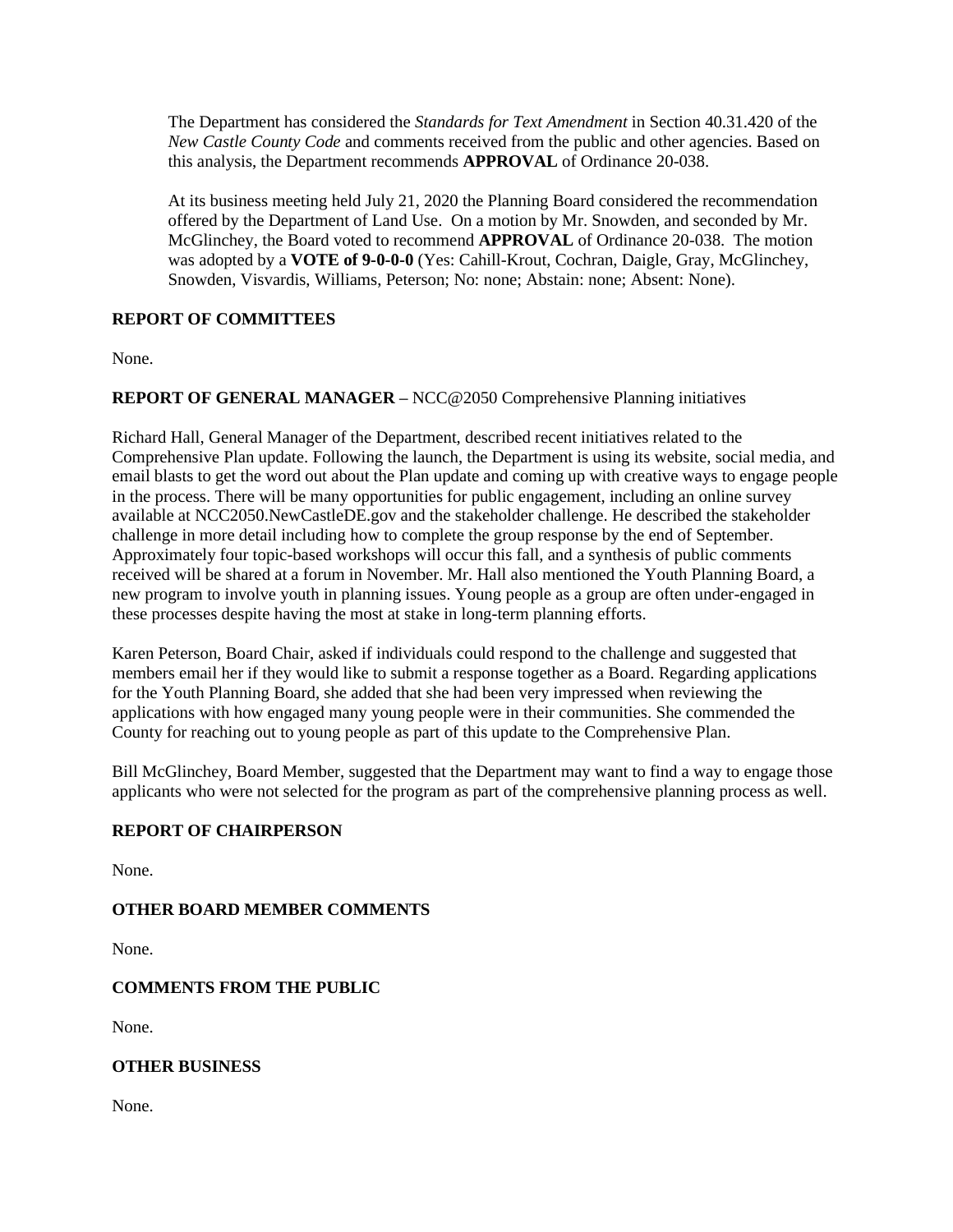The Department has considered the *Standards for Text Amendment* in Section 40.31.420 of the *New Castle County Code* and comments received from the public and other agencies. Based on this analysis, the Department recommends **APPROVAL** of Ordinance 20-038.

At its business meeting held July 21, 2020 the Planning Board considered the recommendation offered by the Department of Land Use. On a motion by Mr. Snowden, and seconded by Mr. McGlinchey, the Board voted to recommend **APPROVAL** of Ordinance 20-038. The motion was adopted by a **VOTE of 9-0-0-0** (Yes: Cahill-Krout, Cochran, Daigle, Gray, McGlinchey, Snowden, Visvardis, Williams, Peterson; No: none; Abstain: none; Absent: None).

**REPORT OF COMMITTEES**

None.

**REPORT OF GENERAL MANAGER –** NCC@2050 Comprehensive Planning initiatives

Richard Hall, General Manager of the Department, described recent initiatives related to the Comprehensive Plan update. Following the launch, the Department is using its website, social media, and email blasts to get the word out about the Plan update and coming up with creative ways to engage people in the process. There will be many opportunities for public engagement, including an online survey available at NCC2050.NewCastleDE.gov and the stakeholder challenge. He described the stakeholder challenge in more detail including how to complete the group response by the end of September. Approximately four topic-based workshops will occur this fall, and a synthesis of public comments received will be shared at a forum in November. Mr. Hall also mentioned the Youth Planning Board, a new program to involve youth in planning issues. Young people as a group are often under-engaged in these processes despite having the most at stake in long-term planning efforts.

Karen Peterson, Board Chair, asked if individuals could respond to the challenge and suggested that members email her if they would like to submit a response together as a Board. Regarding applications for the Youth Planning Board, she added that she had been very impressed when reviewing the applications with how engaged many young people were in their communities. She commended the County for reaching out to young people as part of this update to the Comprehensive Plan.

Bill McGlinchey, Board Member, suggested that the Department may want to find a way to engage those applicants who were not selected for the program as part of the comprehensive planning process as well.

**REPORT OF CHAIRPERSON**

None.

**OTHER BOARD MEMBER COMMENTS**

None.

**COMMENTS FROM THE PUBLIC**

None.

**OTHER BUSINESS**

None.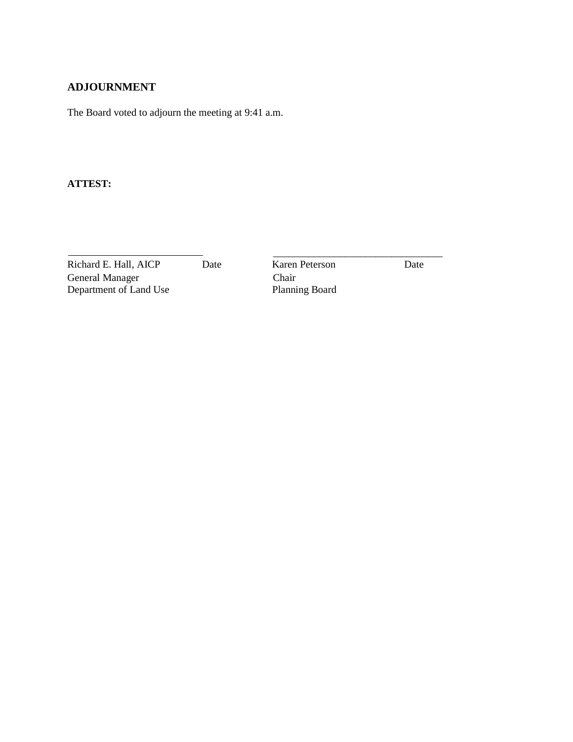## ADJOURNMENT

The Board voted to adjourn the meeting at 9:41 a.m.

**ATTEST:**

| | | | |
|---|---|---|---|
| \_\_\_\_\_\_\_\_\_\_\_\_\_\_\_\_\_\_\_\_\_\_\_\_\_\_ | | \_\_\_\_\_\_\_\_\_\_\_\_\_\_\_\_\_\_\_\_\_\_\_\_\_\_\_\_\_\_\_\_\_\_\_\_ | |
| Richard E. Hall, AICP | Date | Karen Peterson | Date |
| General Manager | | Chair | |
| Department of Land Use | | Planning Board | |